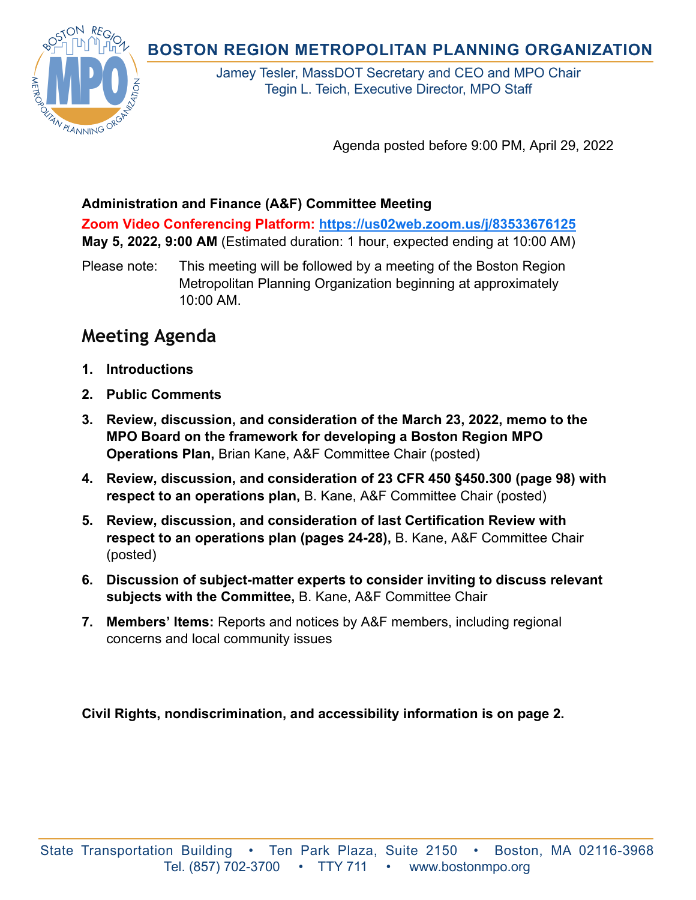# BOSTON REGION METROPOLITAN PLANNING ORGANIZATION

Jamey Tesler, MassDOT Secretary and CEO and MPO Chair
Tegin L. Teich, Executive Director, MPO Staff

Agenda posted before 9:00 PM, April 29, 2022

**Administration and Finance (A&F) Committee Meeting**
**Zoom Video Conferencing Platform: https://us02web.zoom.us/j/83533676125**
**May 5, 2022, 9:00 AM** (Estimated duration: 1 hour, expected ending at 10:00 AM)

Please note: This meeting will be followed by a meeting of the Boston Region Metropolitan Planning Organization beginning at approximately 10:00 AM.

## Meeting Agenda

1. **Introductions**
2. **Public Comments**
3. **Review, discussion, and consideration of the March 23, 2022, memo to the MPO Board on the framework for developing a Boston Region MPO Operations Plan,** Brian Kane, A&F Committee Chair (posted)
4. **Review, discussion, and consideration of 23 CFR 450 §450.300 (page 98) with respect to an operations plan,** B. Kane, A&F Committee Chair (posted)
5. **Review, discussion, and consideration of last Certification Review with respect to an operations plan (pages 24-28),** B. Kane, A&F Committee Chair (posted)
6. **Discussion of subject-matter experts to consider inviting to discuss relevant subjects with the Committee,** B. Kane, A&F Committee Chair
7. **Members' Items:** Reports and notices by A&F members, including regional concerns and local community issues

**Civil Rights, nondiscrimination, and accessibility information is on page 2.**

State Transportation Building • Ten Park Plaza, Suite 2150 • Boston, MA 02116-3968
Tel. (857) 702-3700 • TTY 711 • www.bostonmpo.org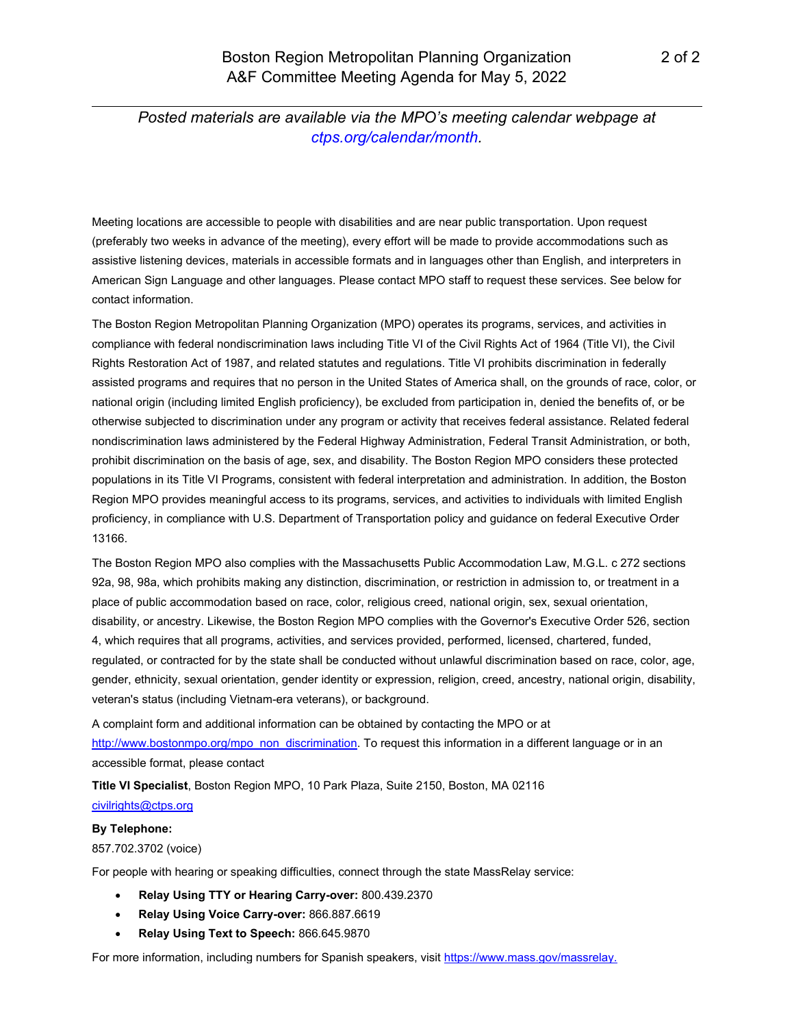*Posted materials are available via the MPO's meeting calendar webpage at [ctps.org/calendar/month](ctps.org/calendar/month).*

Meeting locations are accessible to people with disabilities and are near public transportation. Upon request (preferably two weeks in advance of the meeting), every effort will be made to provide accommodations such as assistive listening devices, materials in accessible formats and in languages other than English, and interpreters in American Sign Language and other languages. Please contact MPO staff to request these services. See below for contact information.

The Boston Region Metropolitan Planning Organization (MPO) operates its programs, services, and activities in compliance with federal nondiscrimination laws including Title VI of the Civil Rights Act of 1964 (Title VI), the Civil Rights Restoration Act of 1987, and related statutes and regulations. Title VI prohibits discrimination in federally assisted programs and requires that no person in the United States of America shall, on the grounds of race, color, or national origin (including limited English proficiency), be excluded from participation in, denied the benefits of, or be otherwise subjected to discrimination under any program or activity that receives federal assistance. Related federal nondiscrimination laws administered by the Federal Highway Administration, Federal Transit Administration, or both, prohibit discrimination on the basis of age, sex, and disability. The Boston Region MPO considers these protected populations in its Title VI Programs, consistent with federal interpretation and administration. In addition, the Boston Region MPO provides meaningful access to its programs, services, and activities to individuals with limited English proficiency, in compliance with U.S. Department of Transportation policy and guidance on federal Executive Order 13166.

The Boston Region MPO also complies with the Massachusetts Public Accommodation Law, M.G.L. c 272 sections 92a, 98, 98a, which prohibits making any distinction, discrimination, or restriction in admission to, or treatment in a place of public accommodation based on race, color, religious creed, national origin, sex, sexual orientation, disability, or ancestry. Likewise, the Boston Region MPO complies with the Governor's Executive Order 526, section 4, which requires that all programs, activities, and services provided, performed, licensed, chartered, funded, regulated, or contracted for by the state shall be conducted without unlawful discrimination based on race, color, age, gender, ethnicity, sexual orientation, gender identity or expression, religion, creed, ancestry, national origin, disability, veteran's status (including Vietnam-era veterans), or background.

A complaint form and additional information can be obtained by contacting the MPO or at [http://www.bostonmpo.org/mpo_non_discrimination](http://www.bostonmpo.org/mpo_non_discrimination). To request this information in a different language or in an accessible format, please contact

**Title VI Specialist**, Boston Region MPO, 10 Park Plaza, Suite 2150, Boston, MA 02116
[civilrights@ctps.org](mailto:civilrights@ctps.org)

**By Telephone:**

857.702.3702 (voice)

For people with hearing or speaking difficulties, connect through the state MassRelay service:

- **Relay Using TTY or Hearing Carry-over:** 800.439.2370
- **Relay Using Voice Carry-over:** 866.887.6619
- **Relay Using Text to Speech:** 866.645.9870

For more information, including numbers for Spanish speakers, visit [https://www.mass.gov/massrelay.](https://www.mass.gov/massrelay)